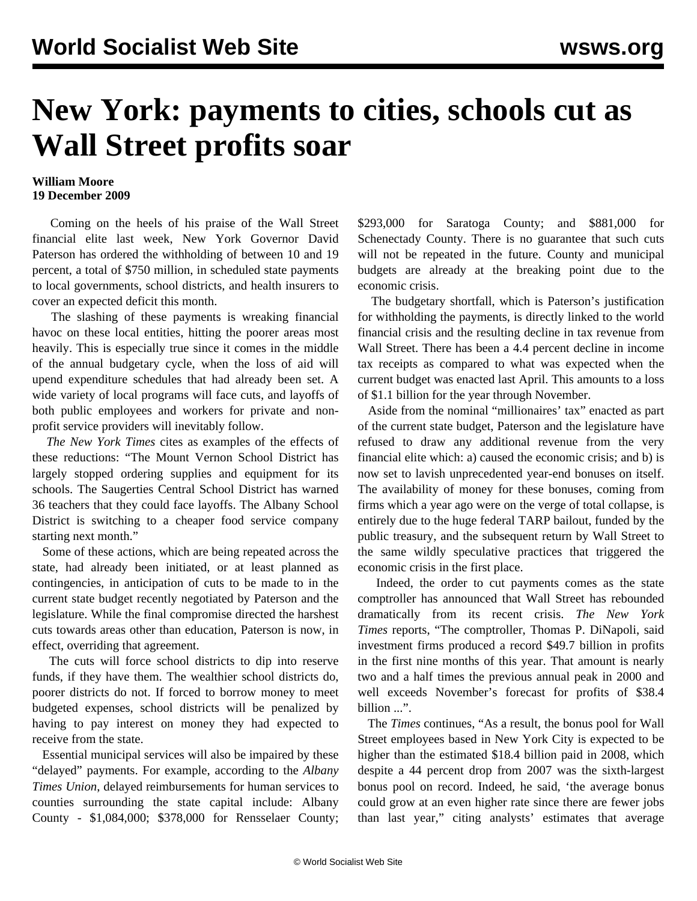# New York: payments to cities, schools cut as Wall Street profits soar

**William Moore**
**19 December 2009**

Coming on the heels of his praise of the Wall Street financial elite last week, New York Governor David Paterson has ordered the withholding of between 10 and 19 percent, a total of $750 million, in scheduled state payments to local governments, school districts, and health insurers to cover an expected deficit this month.

The slashing of these payments is wreaking financial havoc on these local entities, hitting the poorer areas most heavily. This is especially true since it comes in the middle of the annual budgetary cycle, when the loss of aid will upend expenditure schedules that had already been set. A wide variety of local programs will face cuts, and layoffs of both public employees and workers for private and non-profit service providers will inevitably follow.

*The New York Times* cites as examples of the effects of these reductions: "The Mount Vernon School District has largely stopped ordering supplies and equipment for its schools. The Saugerties Central School District has warned 36 teachers that they could face layoffs. The Albany School District is switching to a cheaper food service company starting next month."

Some of these actions, which are being repeated across the state, had already been initiated, or at least planned as contingencies, in anticipation of cuts to be made to in the current state budget recently negotiated by Paterson and the legislature. While the final compromise directed the harshest cuts towards areas other than education, Paterson is now, in effect, overriding that agreement.

The cuts will force school districts to dip into reserve funds, if they have them. The wealthier school districts do, poorer districts do not. If forced to borrow money to meet budgeted expenses, school districts will be penalized by having to pay interest on money they had expected to receive from the state.

Essential municipal services will also be impaired by these "delayed" payments. For example, according to the *Albany Times Union*, delayed reimbursements for human services to counties surrounding the state capital include: Albany County - $1,084,000; $378,000 for Rensselaer County; $293,000 for Saratoga County; and $881,000 for Schenectady County. There is no guarantee that such cuts will not be repeated in the future. County and municipal budgets are already at the breaking point due to the economic crisis.

The budgetary shortfall, which is Paterson's justification for withholding the payments, is directly linked to the world financial crisis and the resulting decline in tax revenue from Wall Street. There has been a 4.4 percent decline in income tax receipts as compared to what was expected when the current budget was enacted last April. This amounts to a loss of $1.1 billion for the year through November.

Aside from the nominal "millionaires' tax" enacted as part of the current state budget, Paterson and the legislature have refused to draw any additional revenue from the very financial elite which: a) caused the economic crisis; and b) is now set to lavish unprecedented year-end bonuses on itself. The availability of money for these bonuses, coming from firms which a year ago were on the verge of total collapse, is entirely due to the huge federal TARP bailout, funded by the public treasury, and the subsequent return by Wall Street to the same wildly speculative practices that triggered the economic crisis in the first place.

Indeed, the order to cut payments comes as the state comptroller has announced that Wall Street has rebounded dramatically from its recent crisis. *The New York Times* reports, "The comptroller, Thomas P. DiNapoli, said investment firms produced a record $49.7 billion in profits in the first nine months of this year. That amount is nearly two and a half times the previous annual peak in 2000 and well exceeds November's forecast for profits of $38.4 billion ...".

The *Times* continues, "As a result, the bonus pool for Wall Street employees based in New York City is expected to be higher than the estimated $18.4 billion paid in 2008, which despite a 44 percent drop from 2007 was the sixth-largest bonus pool on record. Indeed, he said, 'the average bonus could grow at an even higher rate since there are fewer jobs than last year," citing analysts' estimates that average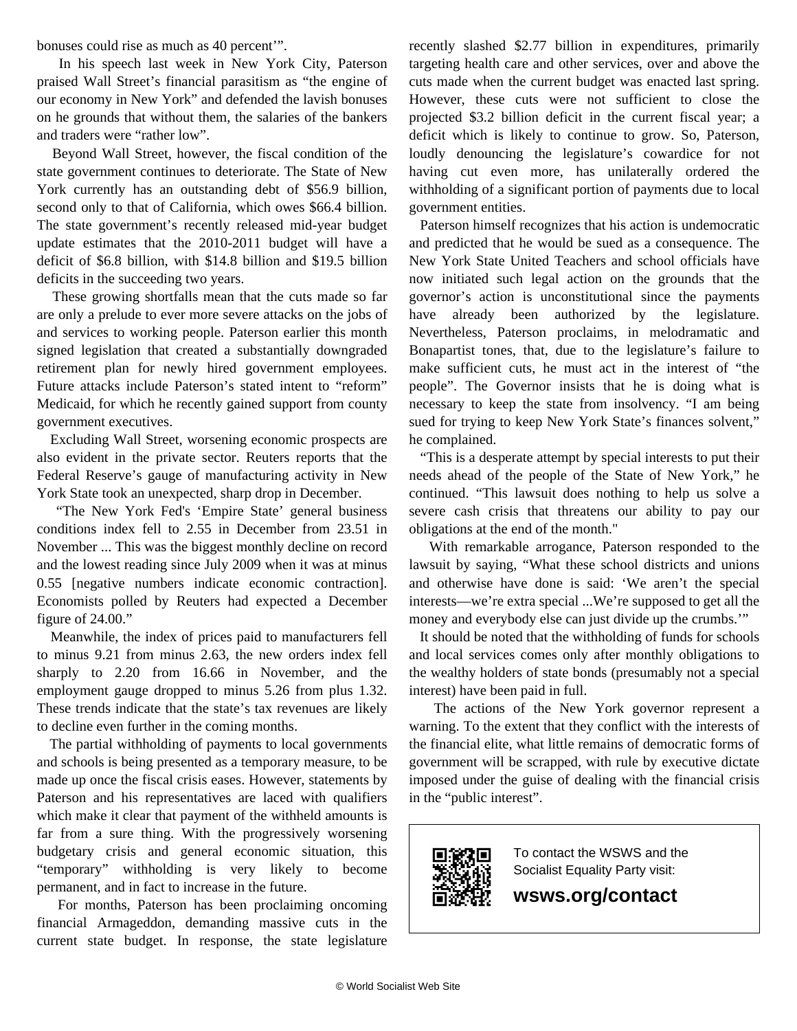bonuses could rise as much as 40 percent'".

In his speech last week in New York City, Paterson praised Wall Street's financial parasitism as "the engine of our economy in New York" and defended the lavish bonuses on he grounds that without them, the salaries of the bankers and traders were "rather low".

Beyond Wall Street, however, the fiscal condition of the state government continues to deteriorate. The State of New York currently has an outstanding debt of $56.9 billion, second only to that of California, which owes $66.4 billion. The state government's recently released mid-year budget update estimates that the 2010-2011 budget will have a deficit of $6.8 billion, with $14.8 billion and $19.5 billion deficits in the succeeding two years.

These growing shortfalls mean that the cuts made so far are only a prelude to ever more severe attacks on the jobs of and services to working people. Paterson earlier this month signed legislation that created a substantially downgraded retirement plan for newly hired government employees. Future attacks include Paterson's stated intent to "reform" Medicaid, for which he recently gained support from county government executives.

Excluding Wall Street, worsening economic prospects are also evident in the private sector. Reuters reports that the Federal Reserve's gauge of manufacturing activity in New York State took an unexpected, sharp drop in December.

"The New York Fed's 'Empire State' general business conditions index fell to 2.55 in December from 23.51 in November ... This was the biggest monthly decline on record and the lowest reading since July 2009 when it was at minus 0.55 [negative numbers indicate economic contraction]. Economists polled by Reuters had expected a December figure of 24.00."

Meanwhile, the index of prices paid to manufacturers fell to minus 9.21 from minus 2.63, the new orders index fell sharply to 2.20 from 16.66 in November, and the employment gauge dropped to minus 5.26 from plus 1.32. These trends indicate that the state's tax revenues are likely to decline even further in the coming months.

The partial withholding of payments to local governments and schools is being presented as a temporary measure, to be made up once the fiscal crisis eases. However, statements by Paterson and his representatives are laced with qualifiers which make it clear that payment of the withheld amounts is far from a sure thing. With the progressively worsening budgetary crisis and general economic situation, this "temporary" withholding is very likely to become permanent, and in fact to increase in the future.

For months, Paterson has been proclaiming oncoming financial Armageddon, demanding massive cuts in the current state budget. In response, the state legislature recently slashed $2.77 billion in expenditures, primarily targeting health care and other services, over and above the cuts made when the current budget was enacted last spring. However, these cuts were not sufficient to close the projected $3.2 billion deficit in the current fiscal year; a deficit which is likely to continue to grow. So, Paterson, loudly denouncing the legislature's cowardice for not having cut even more, has unilaterally ordered the withholding of a significant portion of payments due to local government entities.

Paterson himself recognizes that his action is undemocratic and predicted that he would be sued as a consequence. The New York State United Teachers and school officials have now initiated such legal action on the grounds that the governor's action is unconstitutional since the payments have already been authorized by the legislature. Nevertheless, Paterson proclaims, in melodramatic and Bonapartist tones, that, due to the legislature's failure to make sufficient cuts, he must act in the interest of "the people". The Governor insists that he is doing what is necessary to keep the state from insolvency. "I am being sued for trying to keep New York State's finances solvent," he complained.

"This is a desperate attempt by special interests to put their needs ahead of the people of the State of New York," he continued. "This lawsuit does nothing to help us solve a severe cash crisis that threatens our ability to pay our obligations at the end of the month."

With remarkable arrogance, Paterson responded to the lawsuit by saying, "What these school districts and unions and otherwise have done is said: 'We aren't the special interests—we're extra special ...We're supposed to get all the money and everybody else can just divide up the crumbs.'"

It should be noted that the withholding of funds for schools and local services comes only after monthly obligations to the wealthy holders of state bonds (presumably not a special interest) have been paid in full.

The actions of the New York governor represent a warning. To the extent that they conflict with the interests of the financial elite, what little remains of democratic forms of government will be scrapped, with rule by executive dictate imposed under the guise of dealing with the financial crisis in the "public interest".

To contact the WSWS and the Socialist Equality Party visit:

**wsws.org/contact**